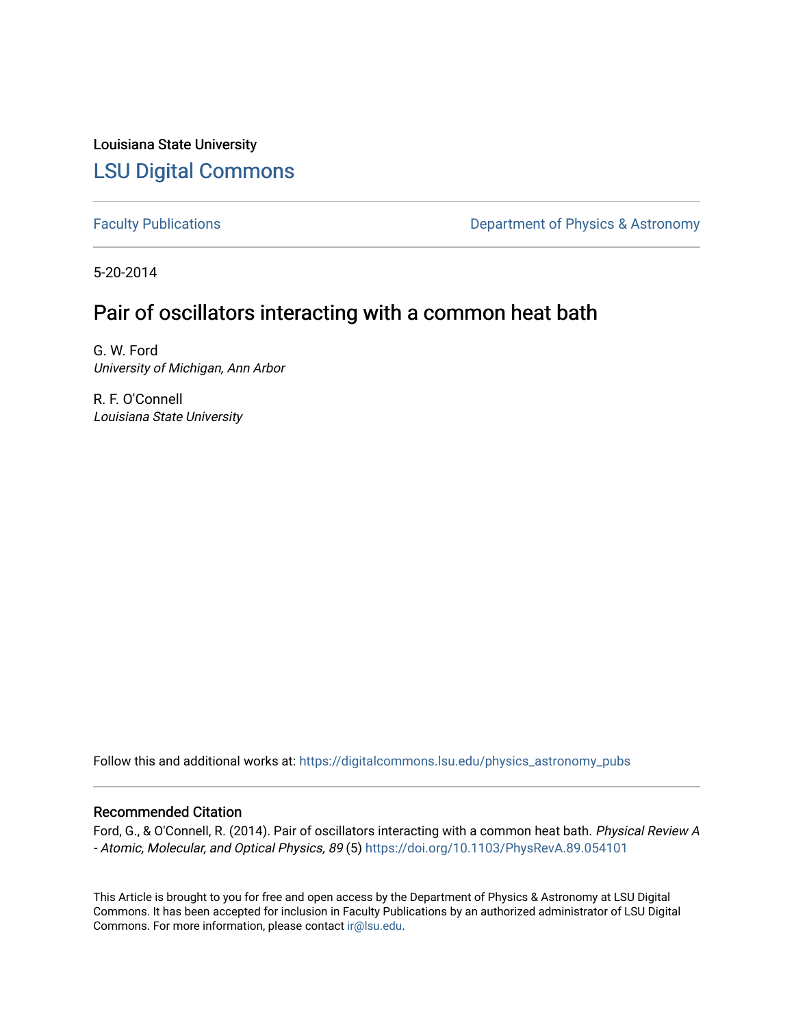Louisiana State University

## LSU Digital Commons

Faculty Publications | Department of Physics & Astronomy

5-20-2014

# Pair of oscillators interacting with a common heat bath

G. W. Ford
*University of Michigan, Ann Arbor*

R. F. O'Connell
*Louisiana State University*

Follow this and additional works at: https://digitalcommons.lsu.edu/physics_astronomy_pubs

### Recommended Citation

Ford, G., & O'Connell, R. (2014). Pair of oscillators interacting with a common heat bath. *Physical Review A - Atomic, Molecular, and Optical Physics, 89* (5) https://doi.org/10.1103/PhysRevA.89.054101

This Article is brought to you for free and open access by the Department of Physics & Astronomy at LSU Digital Commons. It has been accepted for inclusion in Faculty Publications by an authorized administrator of LSU Digital Commons. For more information, please contact ir@lsu.edu.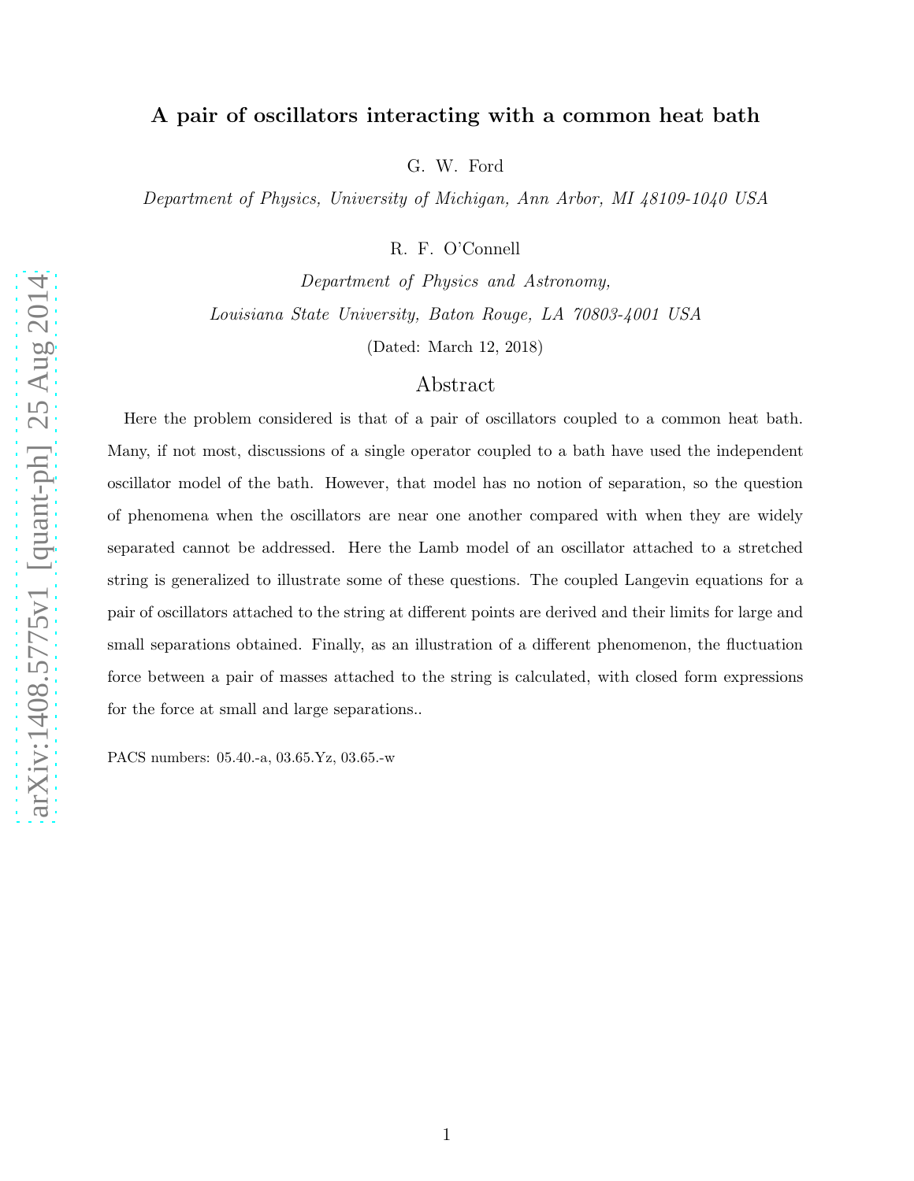# A pair of oscillators interacting with a common heat bath

G. W. Ford

*Department of Physics, University of Michigan, Ann Arbor, MI 48109-1040 USA*

R. F. O'Connell

*Department of Physics and Astronomy,*

*Louisiana State University, Baton Rouge, LA 70803-4001 USA*

(Dated: March 12, 2018)

## Abstract

Here the problem considered is that of a pair of oscillators coupled to a common heat bath. Many, if not most, discussions of a single operator coupled to a bath have used the independent oscillator model of the bath. However, that model has no notion of separation, so the question of phenomena when the oscillators are near one another compared with when they are widely separated cannot be addressed. Here the Lamb model of an oscillator attached to a stretched string is generalized to illustrate some of these questions. The coupled Langevin equations for a pair of oscillators attached to the string at different points are derived and their limits for large and small separations obtained. Finally, as an illustration of a different phenomenon, the fluctuation force between a pair of masses attached to the string is calculated, with closed form expressions for the force at small and large separations..

PACS numbers: 05.40.-a, 03.65.Yz, 03.65.-w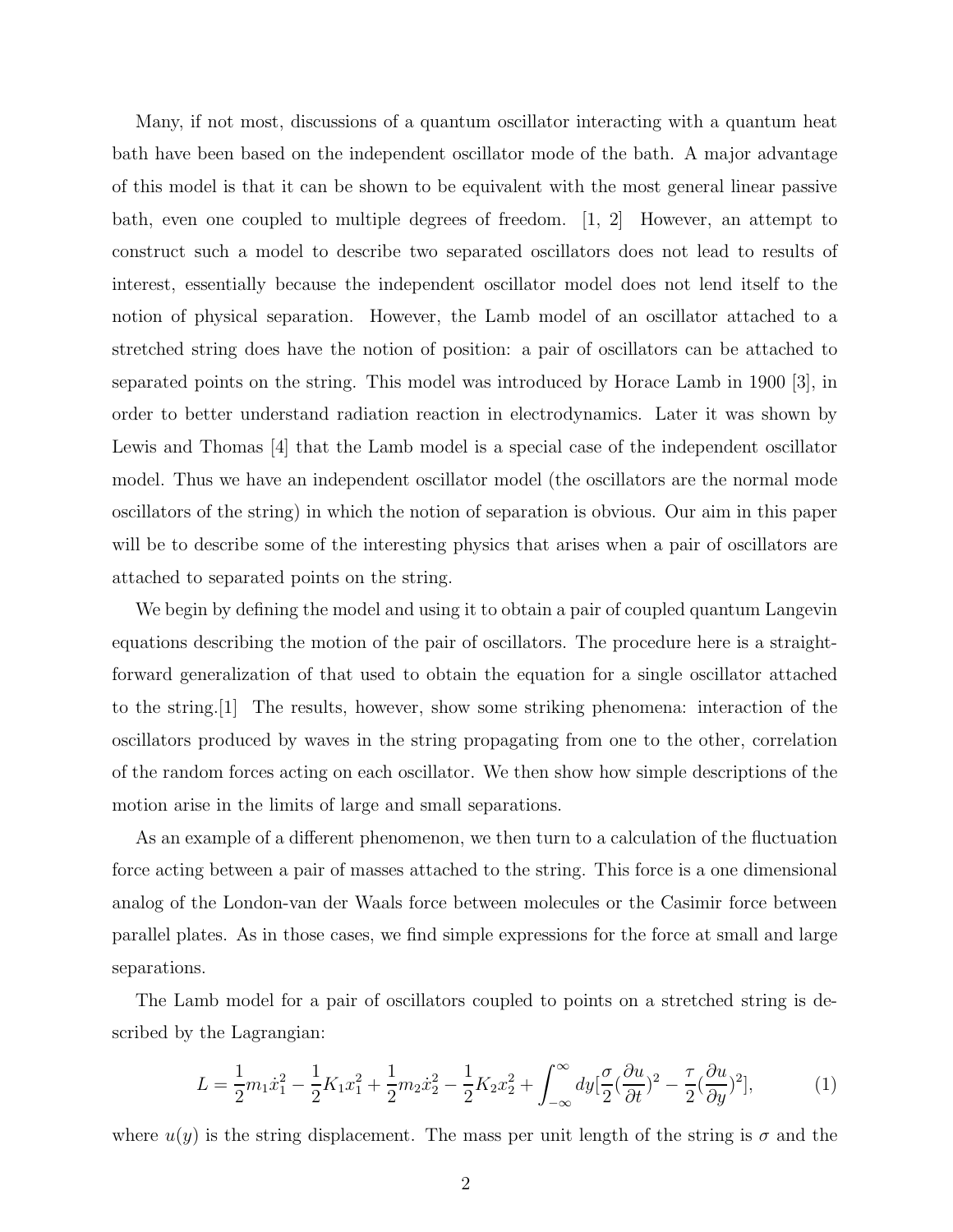Many, if not most, discussions of a quantum oscillator interacting with a quantum heat bath have been based on the independent oscillator mode of the bath. A major advantage of this model is that it can be shown to be equivalent with the most general linear passive bath, even one coupled to multiple degrees of freedom. [1, 2] However, an attempt to construct such a model to describe two separated oscillators does not lead to results of interest, essentially because the independent oscillator model does not lend itself to the notion of physical separation. However, the Lamb model of an oscillator attached to a stretched string does have the notion of position: a pair of oscillators can be attached to separated points on the string. This model was introduced by Horace Lamb in 1900 [3], in order to better understand radiation reaction in electrodynamics. Later it was shown by Lewis and Thomas [4] that the Lamb model is a special case of the independent oscillator model. Thus we have an independent oscillator model (the oscillators are the normal mode oscillators of the string) in which the notion of separation is obvious. Our aim in this paper will be to describe some of the interesting physics that arises when a pair of oscillators are attached to separated points on the string.

We begin by defining the model and using it to obtain a pair of coupled quantum Langevin equations describing the motion of the pair of oscillators. The procedure here is a straightforward generalization of that used to obtain the equation for a single oscillator attached to the string.[1] The results, however, show some striking phenomena: interaction of the oscillators produced by waves in the string propagating from one to the other, correlation of the random forces acting on each oscillator. We then show how simple descriptions of the motion arise in the limits of large and small separations.

As an example of a different phenomenon, we then turn to a calculation of the fluctuation force acting between a pair of masses attached to the string. This force is a one dimensional analog of the London-van der Waals force between molecules or the Casimir force between parallel plates. As in those cases, we find simple expressions for the force at small and large separations.

The Lamb model for a pair of oscillators coupled to points on a stretched string is described by the Lagrangian:

$$L = \frac{1}{2}m_1\dot{x}_1^2 - \frac{1}{2}K_1x_1^2 + \frac{1}{2}m_2\dot{x}_2^2 - \frac{1}{2}K_2x_2^2 + \int_{-\infty}^{\infty} dy[\frac{\sigma}{2}(\frac{\partial u}{\partial t})^2 - \frac{\tau}{2}(\frac{\partial u}{\partial y})^2], \tag{1}$$

where $u(y)$ is the string displacement. The mass per unit length of the string is $\sigma$ and the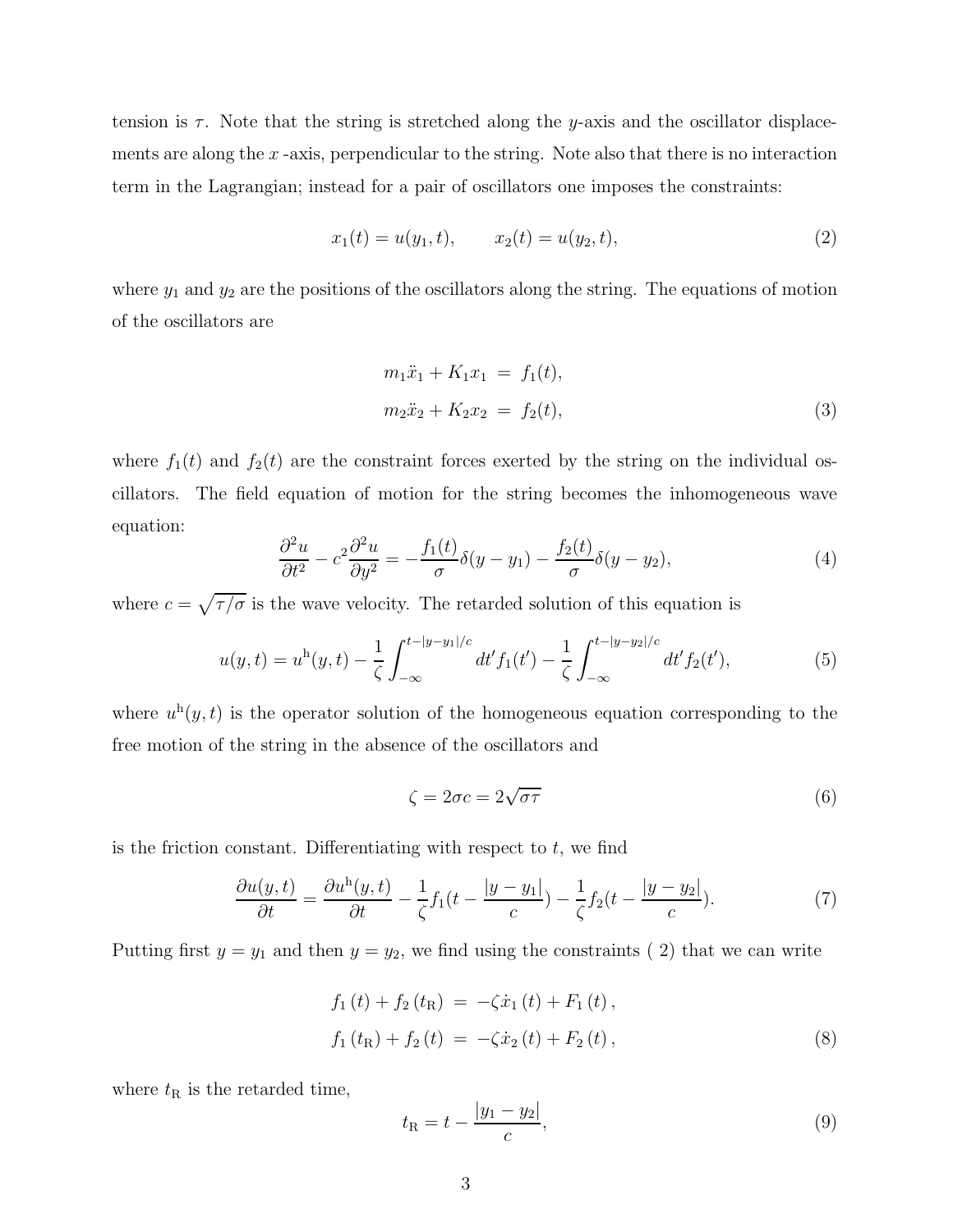tension is $\tau$. Note that the string is stretched along the $y$-axis and the oscillator displacements are along the $x$ -axis, perpendicular to the string. Note also that there is no interaction term in the Lagrangian; instead for a pair of oscillators one imposes the constraints:

$$x_1(t) = u(y_1, t), \qquad x_2(t) = u(y_2, t), \tag{2}$$

where $y_1$ and $y_2$ are the positions of the oscillators along the string. The equations of motion of the oscillators are

$$\begin{aligned} m_1\ddot{x}_1 + K_1 x_1 &= f_1(t), \\ m_2\ddot{x}_2 + K_2 x_2 &= f_2(t), \end{aligned} \tag{3}$$

where $f_1(t)$ and $f_2(t)$ are the constraint forces exerted by the string on the individual oscillators. The field equation of motion for the string becomes the inhomogeneous wave equation:

$$\frac{\partial^2 u}{\partial t^2} - c^2\frac{\partial^2 u}{\partial y^2} = -\frac{f_1(t)}{\sigma}\delta(y-y_1) - \frac{f_2(t)}{\sigma}\delta(y-y_2), \tag{4}$$

where $c = \sqrt{\tau/\sigma}$ is the wave velocity. The retarded solution of this equation is

$$u(y,t) = u^{\mathrm{h}}(y,t) - \frac{1}{\zeta}\int_{-\infty}^{t-|y-y_1|/c} dt' f_1(t') - \frac{1}{\zeta}\int_{-\infty}^{t-|y-y_2|/c} dt' f_2(t'), \tag{5}$$

where $u^{\mathrm{h}}(y,t)$ is the operator solution of the homogeneous equation corresponding to the free motion of the string in the absence of the oscillators and

$$\zeta = 2\sigma c = 2\sqrt{\sigma\tau} \tag{6}$$

is the friction constant. Differentiating with respect to $t$, we find

$$\frac{\partial u(y,t)}{\partial t} = \frac{\partial u^{\mathrm{h}}(y,t)}{\partial t} - \frac{1}{\zeta}f_1(t - \frac{|y-y_1|}{c}) - \frac{1}{\zeta}f_2(t - \frac{|y-y_2|}{c}). \tag{7}$$

Putting first $y = y_1$ and then $y = y_2$, we find using the constraints ( 2) that we can write

$$\begin{aligned} f_1(t) + f_2(t_{\mathrm{R}}) &= -\zeta\dot{x}_1(t) + F_1(t), \\ f_1(t_{\mathrm{R}}) + f_2(t) &= -\zeta\dot{x}_2(t) + F_2(t), \end{aligned} \tag{8}$$

where $t_{\mathrm{R}}$ is the retarded time,

$$t_{\mathrm{R}} = t - \frac{|y_1 - y_2|}{c}, \tag{9}$$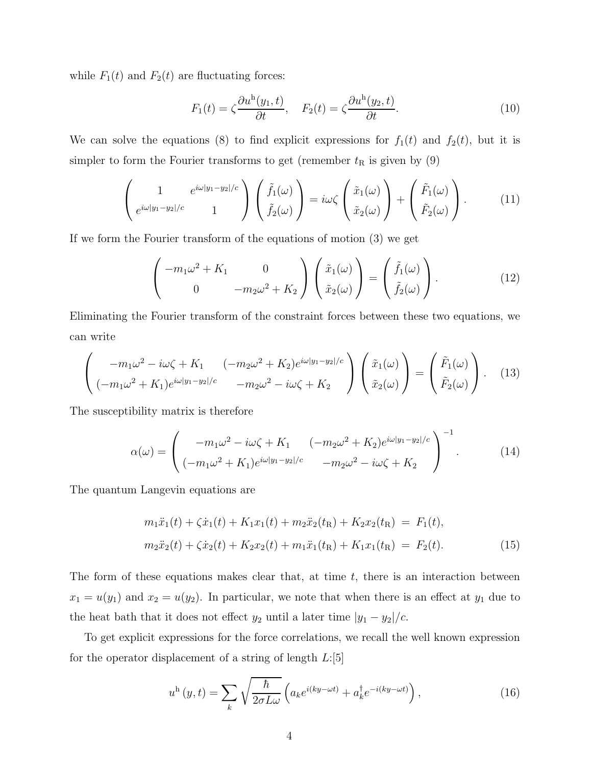while $F_1(t)$ and $F_2(t)$ are fluctuating forces:

$$F_1(t) = \zeta \frac{\partial u^{\rm h}(y_1,t)}{\partial t}, \quad F_2(t) = \zeta \frac{\partial u^{\rm h}(y_2,t)}{\partial t}. \tag{10}$$

We can solve the equations (8) to find explicit expressions for $f_1(t)$ and $f_2(t)$, but it is simpler to form the Fourier transforms to get (remember $t_{\rm R}$ is given by (9)

$$\begin{pmatrix} 1 & e^{i\omega|y_1-y_2|/c} \\ e^{i\omega|y_1-y_2|/c} & 1 \end{pmatrix} \begin{pmatrix} \tilde{f}_1(\omega) \\ \tilde{f}_2(\omega) \end{pmatrix} = i\omega\zeta \begin{pmatrix} \tilde{x}_1(\omega) \\ \tilde{x}_2(\omega) \end{pmatrix} + \begin{pmatrix} \tilde{F}_1(\omega) \\ \tilde{F}_2(\omega) \end{pmatrix}. \tag{11}$$

If we form the Fourier transform of the equations of motion (3) we get

$$\begin{pmatrix} -m_1\omega^2 + K_1 & 0 \\ 0 & -m_2\omega^2 + K_2 \end{pmatrix} \begin{pmatrix} \tilde{x}_1(\omega) \\ \tilde{x}_2(\omega) \end{pmatrix} = \begin{pmatrix} \tilde{f}_1(\omega) \\ \tilde{f}_2(\omega) \end{pmatrix}. \tag{12}$$

Eliminating the Fourier transform of the constraint forces between these two equations, we can write

$$\begin{pmatrix} -m_1\omega^2 - i\omega\zeta + K_1 & (-m_2\omega^2 + K_2)e^{i\omega|y_1-y_2|/c} \\ (-m_1\omega^2 + K_1)e^{i\omega|y_1-y_2|/c} & -m_2\omega^2 - i\omega\zeta + K_2 \end{pmatrix} \begin{pmatrix} \tilde{x}_1(\omega) \\ \tilde{x}_2(\omega) \end{pmatrix} = \begin{pmatrix} \tilde{F}_1(\omega) \\ \tilde{F}_2(\omega) \end{pmatrix}. \tag{13}$$

The susceptibility matrix is therefore

$$\alpha(\omega) = \begin{pmatrix} -m_1\omega^2 - i\omega\zeta + K_1 & (-m_2\omega^2 + K_2)e^{i\omega|y_1-y_2|/c} \\ (-m_1\omega^2 + K_1)e^{i\omega|y_1-y_2|/c} & -m_2\omega^2 - i\omega\zeta + K_2 \end{pmatrix}^{-1}. \tag{14}$$

The quantum Langevin equations are

$$\begin{aligned} m_1\ddot{x}_1(t) + \zeta\dot{x}_1(t) + K_1x_1(t) + m_2\ddot{x}_2(t_{\rm R}) + K_2x_2(t_{\rm R}) &= F_1(t), \\ m_2\ddot{x}_2(t) + \zeta\dot{x}_2(t) + K_2x_2(t) + m_1\ddot{x}_1(t_{\rm R}) + K_1x_1(t_{\rm R}) &= F_2(t). \end{aligned} \tag{15}$$

The form of these equations makes clear that, at time $t$, there is an interaction between $x_1 = u(y_1)$ and $x_2 = u(y_2)$. In particular, we note that when there is an effect at $y_1$ due to the heat bath that it does not effect $y_2$ until a later time $|y_1 - y_2|/c$.

To get explicit expressions for the force correlations, we recall the well known expression for the operator displacement of a string of length $L$:[5]

$$u^{\rm h}(y,t) = \sum_k \sqrt{\frac{\hbar}{2\sigma L\omega}} \left( a_k e^{i(ky-\omega t)} + a_k^\dagger e^{-i(ky-\omega t)} \right), \tag{16}$$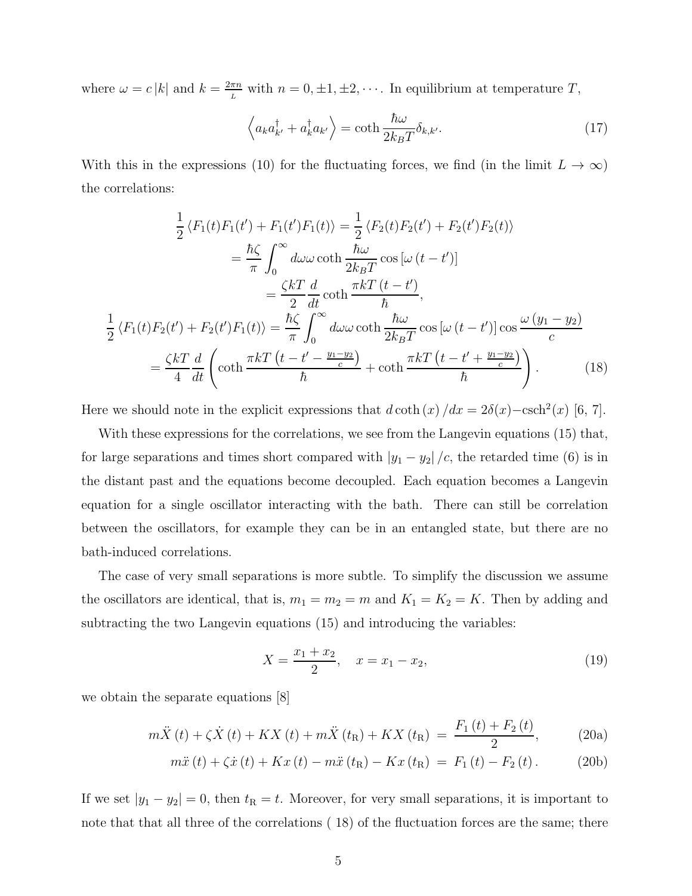where $\omega = c|k|$ and $k = \frac{2\pi n}{L}$ with $n = 0, \pm 1, \pm 2, \cdots$. In equilibrium at temperature $T$,

$$\left\langle a_k a_{k'}^\dagger + a_k^\dagger a_{k'} \right\rangle = \coth \frac{\hbar\omega}{2k_B T}\delta_{k,k'}. \tag{17}$$

With this in the expressions (10) for the fluctuating forces, we find (in the limit $L \to \infty$) the correlations:

$$\begin{aligned}
\frac{1}{2}\left\langle F_1(t)F_1(t') + F_1(t')F_1(t)\right\rangle &= \frac{1}{2}\left\langle F_2(t)F_2(t') + F_2(t')F_2(t)\right\rangle \\
&= \frac{\hbar\zeta}{\pi}\int_0^\infty d\omega\omega \coth\frac{\hbar\omega}{2k_BT}\cos\left[\omega\left(t-t'\right)\right] \\
&= \frac{\zeta kT}{2}\frac{d}{dt}\coth\frac{\pi kT\left(t-t'\right)}{\hbar}, \\
\frac{1}{2}\left\langle F_1(t)F_2(t') + F_2(t')F_1(t)\right\rangle &= \frac{\hbar\zeta}{\pi}\int_0^\infty d\omega\omega\coth\frac{\hbar\omega}{2k_BT}\cos\left[\omega\left(t-t'\right)\right]\cos\frac{\omega\left(y_1-y_2\right)}{c} \\
= \frac{\zeta kT}{4}\frac{d}{dt}&\left(\coth\frac{\pi kT\left(t-t'-\frac{y_1-y_2}{c}\right)}{\hbar} + \coth\frac{\pi kT\left(t-t'+\frac{y_1-y_2}{c}\right)}{\hbar}\right).
\end{aligned} \tag{18}$$

Here we should note in the explicit expressions that $d\coth(x)/dx = 2\delta(x) - \text{csch}^2(x)$ [6, 7].

With these expressions for the correlations, we see from the Langevin equations (15) that, for large separations and times short compared with $|y_1 - y_2|/c$, the retarded time (6) is in the distant past and the equations become decoupled. Each equation becomes a Langevin equation for a single oscillator interacting with the bath. There can still be correlation between the oscillators, for example they can be in an entangled state, but there are no bath-induced correlations.

The case of very small separations is more subtle. To simplify the discussion we assume the oscillators are identical, that is, $m_1 = m_2 = m$ and $K_1 = K_2 = K$. Then by adding and subtracting the two Langevin equations (15) and introducing the variables:

$$X = \frac{x_1 + x_2}{2}, \quad x = x_1 - x_2, \tag{19}$$

we obtain the separate equations [8]

$$m\ddot{X}(t) + \zeta\dot{X}(t) + KX(t) + m\ddot{X}(t_\text{R}) + KX(t_\text{R}) = \frac{F_1(t) + F_2(t)}{2}, \tag{20a}$$

$$m\ddot{x}(t) + \zeta\dot{x}(t) + Kx(t) - m\ddot{x}(t_\text{R}) - Kx(t_\text{R}) = F_1(t) - F_2(t). \tag{20b}$$

If we set $|y_1 - y_2| = 0$, then $t_\text{R} = t$. Moreover, for very small separations, it is important to note that that all three of the correlations ( 18) of the fluctuation forces are the same; there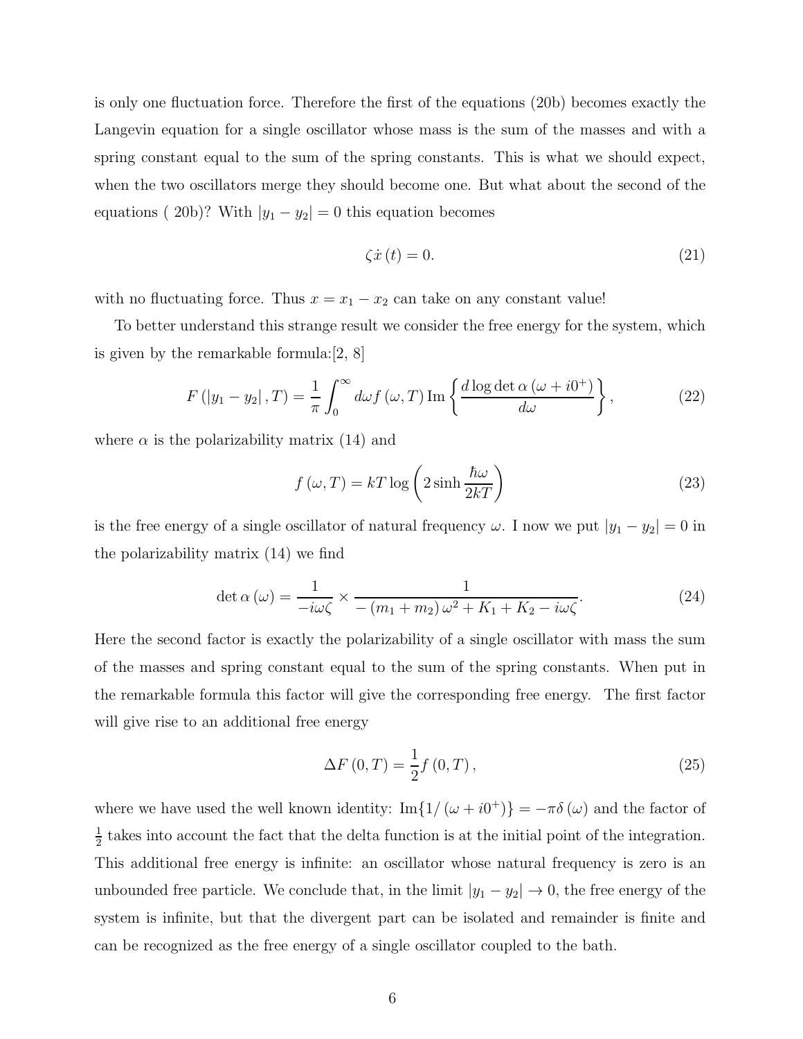is only one fluctuation force. Therefore the first of the equations (20b) becomes exactly the Langevin equation for a single oscillator whose mass is the sum of the masses and with a spring constant equal to the sum of the spring constants. This is what we should expect, when the two oscillators merge they should become one. But what about the second of the equations ( 20b)? With $|y_1 - y_2| = 0$ this equation becomes

$$\zeta \dot{x}(t) = 0. \tag{21}$$

with no fluctuating force. Thus $x = x_1 - x_2$ can take on any constant value!

To better understand this strange result we consider the free energy for the system, which is given by the remarkable formula:[2, 8]

$$F(|y_1 - y_2|, T) = \frac{1}{\pi} \int_0^\infty d\omega f(\omega, T) \operatorname{Im}\left\{ \frac{d \log \det \alpha (\omega + i0^+)}{d\omega} \right\}, \tag{22}$$

where $\alpha$ is the polarizability matrix (14) and

$$f(\omega, T) = kT \log \left( 2 \sinh \frac{\hbar \omega}{2kT} \right) \tag{23}$$

is the free energy of a single oscillator of natural frequency $\omega$. I now we put $|y_1 - y_2| = 0$ in the polarizability matrix (14) we find

$$\det \alpha (\omega) = \frac{1}{-i\omega\zeta} \times \frac{1}{-(m_1 + m_2)\omega^2 + K_1 + K_2 - i\omega\zeta}. \tag{24}$$

Here the second factor is exactly the polarizability of a single oscillator with mass the sum of the masses and spring constant equal to the sum of the spring constants. When put in the remarkable formula this factor will give the corresponding free energy. The first factor will give rise to an additional free energy

$$\Delta F(0, T) = \frac{1}{2} f(0, T), \tag{25}$$

where we have used the well known identity: $\operatorname{Im}\{1/(\omega + i0^+)\} = -\pi\delta(\omega)$ and the factor of $\frac{1}{2}$ takes into account the fact that the delta function is at the initial point of the integration. This additional free energy is infinite: an oscillator whose natural frequency is zero is an unbounded free particle. We conclude that, in the limit $|y_1 - y_2| \to 0$, the free energy of the system is infinite, but that the divergent part can be isolated and remainder is finite and can be recognized as the free energy of a single oscillator coupled to the bath.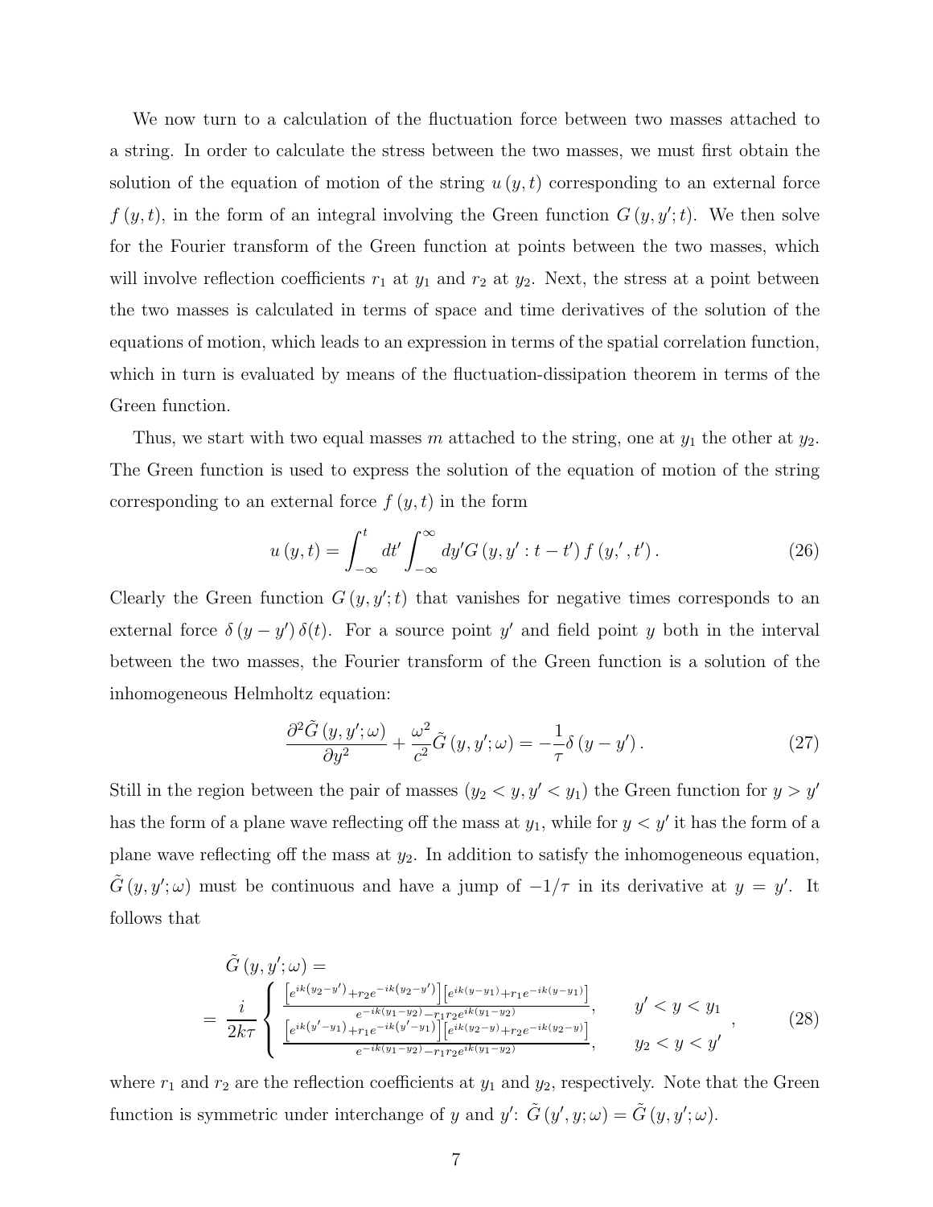We now turn to a calculation of the fluctuation force between two masses attached to a string. In order to calculate the stress between the two masses, we must first obtain the solution of the equation of motion of the string $u(y,t)$ corresponding to an external force $f(y,t)$, in the form of an integral involving the Green function $G(y,y';t)$. We then solve for the Fourier transform of the Green function at points between the two masses, which will involve reflection coefficients $r_1$ at $y_1$ and $r_2$ at $y_2$. Next, the stress at a point between the two masses is calculated in terms of space and time derivatives of the solution of the equations of motion, which leads to an expression in terms of the spatial correlation function, which in turn is evaluated by means of the fluctuation-dissipation theorem in terms of the Green function.

Thus, we start with two equal masses $m$ attached to the string, one at $y_1$ the other at $y_2$. The Green function is used to express the solution of the equation of motion of the string corresponding to an external force $f(y,t)$ in the form

$$u(y,t) = \int_{-\infty}^{t} dt' \int_{-\infty}^{\infty} dy' G(y, y' : t - t') f(y,', t'). \tag{26}$$

Clearly the Green function $G(y,y';t)$ that vanishes for negative times corresponds to an external force $\delta(y-y')\delta(t)$. For a source point $y'$ and field point $y$ both in the interval between the two masses, the Fourier transform of the Green function is a solution of the inhomogeneous Helmholtz equation:

$$\frac{\partial^2 \tilde{G}(y,y';\omega)}{\partial y^2} + \frac{\omega^2}{c^2}\tilde{G}(y,y';\omega) = -\frac{1}{\tau}\delta(y-y'). \tag{27}$$

Still in the region between the pair of masses ($y_2 < y, y' < y_1$) the Green function for $y > y'$ has the form of a plane wave reflecting off the mass at $y_1$, while for $y < y'$ it has the form of a plane wave reflecting off the mass at $y_2$. In addition to satisfy the inhomogeneous equation, $\tilde{G}(y,y';\omega)$ must be continuous and have a jump of $-1/\tau$ in its derivative at $y = y'$. It follows that

$$\tilde{G}(y,y';\omega) = \\ = \frac{i}{2k\tau}\begin{cases} \frac{\left[e^{ik(y_2-y')}+r_2e^{-ik(y_2-y')}\right]\left[e^{ik(y-y_1)}+r_1e^{-ik(y-y_1)}\right]}{e^{-ik(y_1-y_2)}-r_1r_2e^{ik(y_1-y_2)}}, & y' < y < y_1 \\ \frac{\left[e^{ik(y'-y_1)}+r_1e^{-ik(y'-y_1)}\right]\left[e^{ik(y_2-y)}+r_2e^{-ik(y_2-y)}\right]}{e^{-ik(y_1-y_2)}-r_1r_2e^{ik(y_1-y_2)}}, & y_2 < y < y' \end{cases}, \tag{28}$$

where $r_1$ and $r_2$ are the reflection coefficients at $y_1$ and $y_2$, respectively. Note that the Green function is symmetric under interchange of $y$ and $y'$: $\tilde{G}(y',y;\omega) = \tilde{G}(y,y';\omega)$.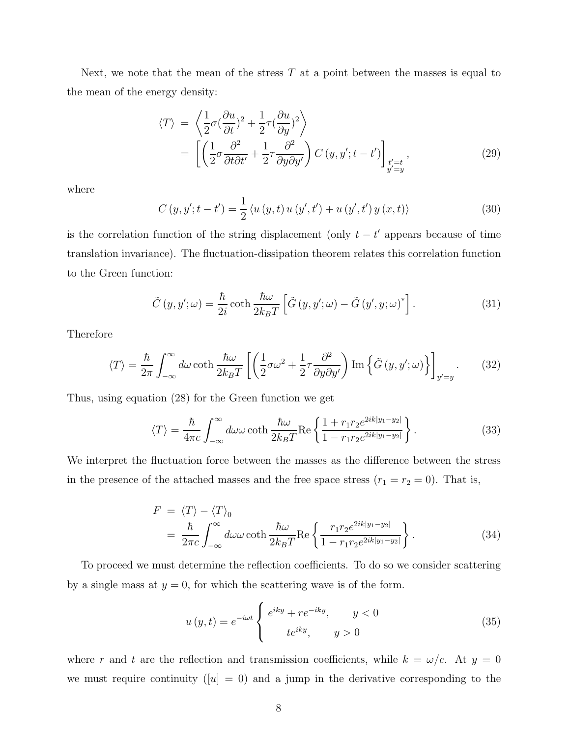Next, we note that the mean of the stress $T$ at a point between the masses is equal to the mean of the energy density:

$$
\begin{aligned}
\langle T \rangle &= \left\langle \frac{1}{2}\sigma (\frac{\partial u}{\partial t})^2 + \frac{1}{2}\tau (\frac{\partial u}{\partial y})^2 \right\rangle \\
&= \left[ \left( \frac{1}{2}\sigma \frac{\partial^2}{\partial t \partial t'} + \frac{1}{2}\tau \frac{\partial^2}{\partial y \partial y'} \right) C\left(y, y'; t - t'\right) \right]_{\substack{t'=t \\ y'=y}}, \qquad (29)
\end{aligned}
$$

where

$$
C\left(y, y'; t - t'\right) = \frac{1}{2} \left\langle u\left(y, t\right) u\left(y', t'\right) + u\left(y', t'\right) y\left(x, t\right) \right\rangle \qquad (30)
$$

is the correlation function of the string displacement (only $t - t'$ appears because of time translation invariance). The fluctuation-dissipation theorem relates this correlation function to the Green function:

$$
\tilde{C}\left(y, y'; \omega\right) = \frac{\hbar}{2i} \coth \frac{\hbar \omega}{2k_B T} \left[ \tilde{G}\left(y, y'; \omega\right) - \tilde{G}\left(y', y; \omega\right)^* \right]. \qquad (31)
$$

Therefore

$$
\langle T \rangle = \frac{\hbar}{2\pi} \int_{-\infty}^{\infty} d\omega \coth \frac{\hbar \omega}{2k_B T} \left[ \left( \frac{1}{2}\sigma \omega^2 + \frac{1}{2}\tau \frac{\partial^2}{\partial y \partial y'} \right) \mathrm{Im}\left\{ \tilde{G}\left(y, y'; \omega\right) \right\} \right]_{y'=y}. \qquad (32)
$$

Thus, using equation (28) for the Green function we get

$$
\langle T \rangle = \frac{\hbar}{4\pi c} \int_{-\infty}^{\infty} d\omega \omega \coth \frac{\hbar \omega}{2k_B T} \mathrm{Re} \left\{ \frac{1 + r_1 r_2 e^{2ik|y_1 - y_2|}}{1 - r_1 r_2 e^{2ik|y_1 - y_2|}} \right\}. \qquad (33)
$$

We interpret the fluctuation force between the masses as the difference between the stress in the presence of the attached masses and the free space stress ($r_1 = r_2 = 0$). That is,

$$
\begin{aligned}
F &= \langle T \rangle - \langle T \rangle_0 \\
&= \frac{\hbar}{2\pi c} \int_{-\infty}^{\infty} d\omega \omega \coth \frac{\hbar \omega}{2k_B T} \mathrm{Re} \left\{ \frac{r_1 r_2 e^{2ik|y_1 - y_2|}}{1 - r_1 r_2 e^{2ik|y_1 - y_2|}} \right\}. \qquad (34)
\end{aligned}
$$

To proceed we must determine the reflection coefficients. To do so we consider scattering by a single mass at $y = 0$, for which the scattering wave is of the form.

$$
u\left(y, t\right) = e^{-i\omega t} \begin{cases} e^{iky} + r e^{-iky}, & y < 0 \\ t e^{iky}, & y > 0 \end{cases} \qquad (35)
$$

where $r$ and $t$ are the reflection and transmission coefficients, while $k = \omega / c$. At $y = 0$ we must require continuity ($[u] = 0$) and a jump in the derivative corresponding to the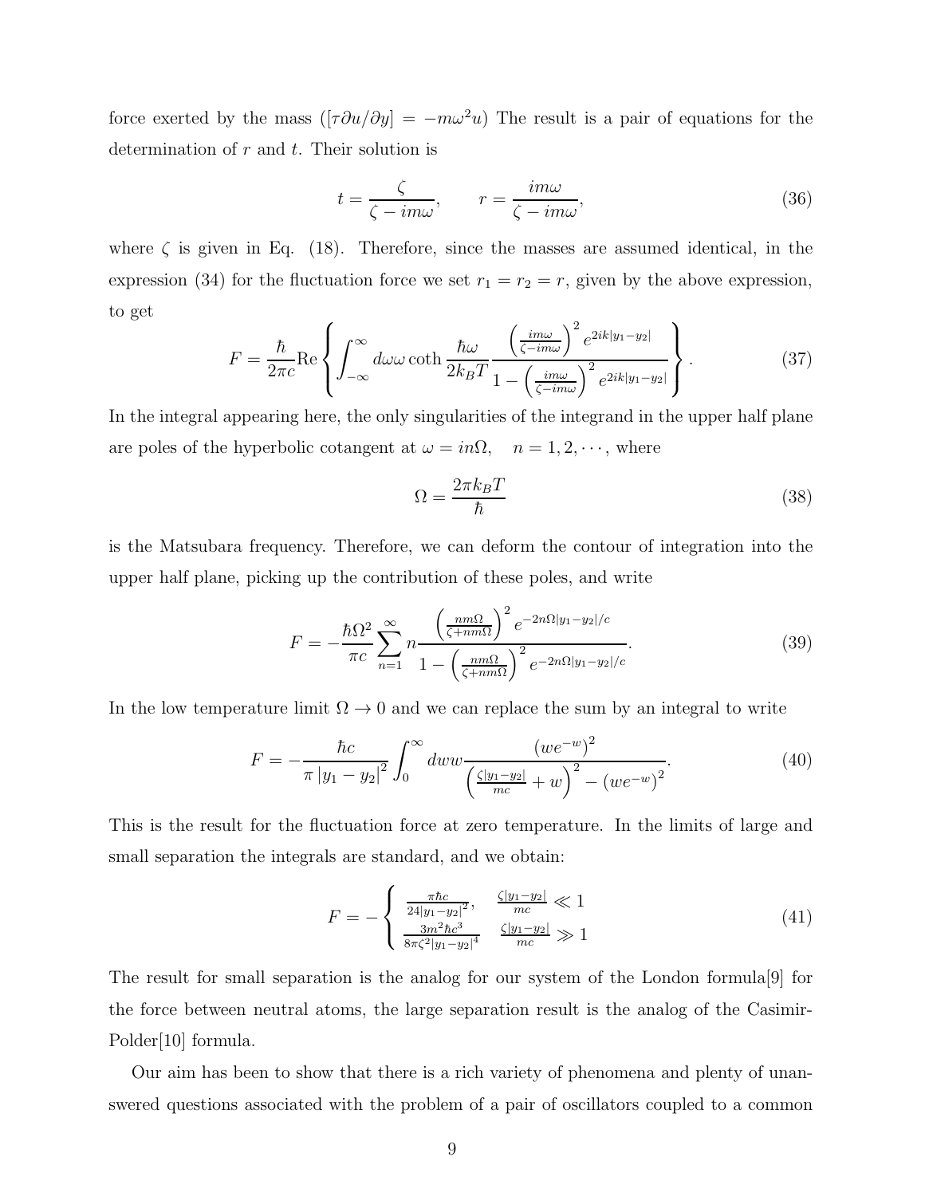force exerted by the mass ($[\tau \partial u/\partial y] = -m\omega^2 u$) The result is a pair of equations for the determination of $r$ and $t$. Their solution is

$$
t = \frac{\zeta}{\zeta - im\omega}, \qquad r = \frac{im\omega}{\zeta - im\omega}, \tag{36}
$$

where $\zeta$ is given in Eq. (18). Therefore, since the masses are assumed identical, in the expression (34) for the fluctuation force we set $r_1 = r_2 = r$, given by the above expression, to get

$$
F = \frac{\hbar}{2\pi c}\mathrm{Re}\left\{ \int_{-\infty}^{\infty} d\omega \omega \coth \frac{\hbar\omega}{2k_B T} \frac{\left(\frac{im\omega}{\zeta - im\omega}\right)^2 e^{2ik|y_1 - y_2|}}{1 - \left(\frac{im\omega}{\zeta - im\omega}\right)^2 e^{2ik|y_1 - y_2|}} \right\}. \tag{37}
$$

In the integral appearing here, the only singularities of the integrand in the upper half plane are poles of the hyperbolic cotangent at $\omega = in\Omega, \quad n = 1, 2, \cdots$, where

$$
\Omega = \frac{2\pi k_B T}{\hbar} \tag{38}
$$

is the Matsubara frequency. Therefore, we can deform the contour of integration into the upper half plane, picking up the contribution of these poles, and write

$$
F = -\frac{\hbar\Omega^2}{\pi c} \sum_{n=1}^{\infty} n \frac{\left(\frac{nm\Omega}{\zeta + nm\Omega}\right)^2 e^{-2n\Omega|y_1 - y_2|/c}}{1 - \left(\frac{nm\Omega}{\zeta + nm\Omega}\right)^2 e^{-2n\Omega|y_1 - y_2|/c}}. \tag{39}
$$

In the low temperature limit $\Omega \to 0$ and we can replace the sum by an integral to write

$$
F = -\frac{\hbar c}{\pi |y_1 - y_2|^2} \int_0^{\infty} dw w \frac{\left(we^{-w}\right)^2}{\left(\frac{\zeta|y_1 - y_2|}{mc} + w\right)^2 - \left(we^{-w}\right)^2}. \tag{40}
$$

This is the result for the fluctuation force at zero temperature. In the limits of large and small separation the integrals are standard, and we obtain:

$$
F = -\left\{ \begin{array}{ll} \frac{\pi\hbar c}{24|y_1 - y_2|^2}, & \frac{\zeta|y_1 - y_2|}{mc} \ll 1 \\ \frac{3m^2\hbar c^3}{8\pi\zeta^2|y_1 - y_2|^4} & \frac{\zeta|y_1 - y_2|}{mc} \gg 1 \end{array} \right. \tag{41}
$$

The result for small separation is the analog for our system of the London formula[9] for the force between neutral atoms, the large separation result is the analog of the Casimir-Polder[10] formula.

Our aim has been to show that there is a rich variety of phenomena and plenty of unanswered questions associated with the problem of a pair of oscillators coupled to a common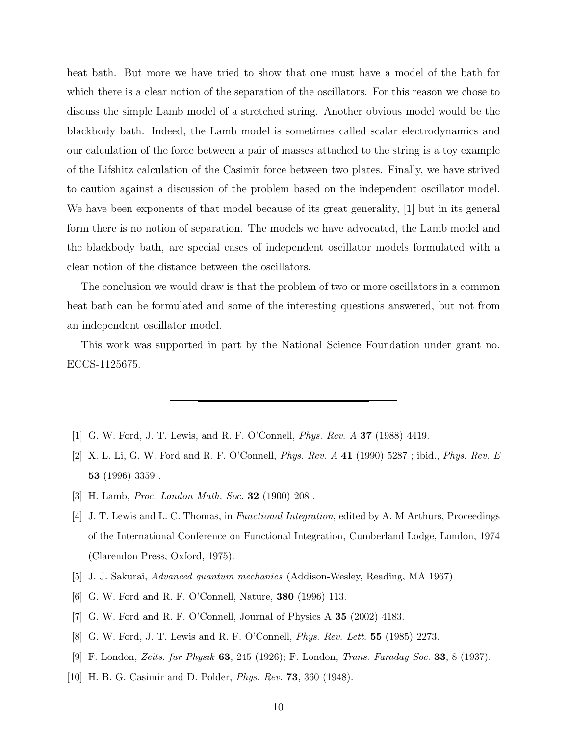heat bath. But more we have tried to show that one must have a model of the bath for which there is a clear notion of the separation of the oscillators. For this reason we chose to discuss the simple Lamb model of a stretched string. Another obvious model would be the blackbody bath. Indeed, the Lamb model is sometimes called scalar electrodynamics and our calculation of the force between a pair of masses attached to the string is a toy example of the Lifshitz calculation of the Casimir force between two plates. Finally, we have strived to caution against a discussion of the problem based on the independent oscillator model. We have been exponents of that model because of its great generality, [1] but in its general form there is no notion of separation. The models we have advocated, the Lamb model and the blackbody bath, are special cases of independent oscillator models formulated with a clear notion of the distance between the oscillators.

The conclusion we would draw is that the problem of two or more oscillators in a common heat bath can be formulated and some of the interesting questions answered, but not from an independent oscillator model.

This work was supported in part by the National Science Foundation under grant no. ECCS-1125675.

---

[1] G. W. Ford, J. T. Lewis, and R. F. O'Connell, *Phys. Rev. A* **37** (1988) 4419.

[2] X. L. Li, G. W. Ford and R. F. O'Connell, *Phys. Rev. A* **41** (1990) 5287 ; ibid., *Phys. Rev. E* **53** (1996) 3359 .

[3] H. Lamb, *Proc. London Math. Soc.* **32** (1900) 208 .

[4] J. T. Lewis and L. C. Thomas, in *Functional Integration*, edited by A. M Arthurs, Proceedings of the International Conference on Functional Integration, Cumberland Lodge, London, 1974 (Clarendon Press, Oxford, 1975).

[5] J. J. Sakurai, *Advanced quantum mechanics* (Addison-Wesley, Reading, MA 1967)

[6] G. W. Ford and R. F. O'Connell, Nature, **380** (1996) 113.

[7] G. W. Ford and R. F. O'Connell, Journal of Physics A **35** (2002) 4183.

[8] G. W. Ford, J. T. Lewis and R. F. O'Connell, *Phys. Rev. Lett.* **55** (1985) 2273.

[9] F. London, *Zeits. fur Physik* **63**, 245 (1926); F. London, *Trans. Faraday Soc.* **33**, 8 (1937).

[10] H. B. G. Casimir and D. Polder, *Phys. Rev.* **73**, 360 (1948).